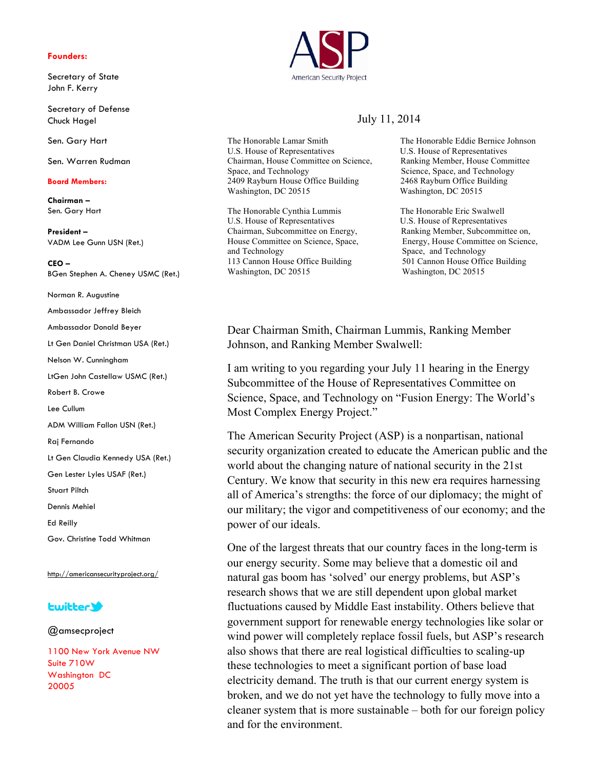**Founders:**

Secretary of State
John F. Kerry

Secretary of Defense
Chuck Hagel

Sen. Gary Hart

Sen. Warren Rudman

**Board Members:**

**Chairman –**
Sen. Gary Hart

**President –**
VADM Lee Gunn USN (Ret.)

**CEO –**
BGen Stephen A. Cheney USMC (Ret.)

Norman R. Augustine

Ambassador Jeffrey Bleich

Ambassador Donald Beyer

Lt Gen Daniel Christman USA (Ret.)

Nelson W. Cunningham

LtGen John Castellaw USMC (Ret.)

Robert B. Crowe

Lee Cullum

ADM William Fallon USN (Ret.)

Raj Fernando

Lt Gen Claudia Kennedy USA (Ret.)

Gen Lester Lyles USAF (Ret.)

Stuart Piltch

Dennis Mehiel

Ed Reilly

Gov. Christine Todd Whitman

http://americansecurityproject.org/

twitter

@amsecproject

1100 New York Avenue NW
Suite 710W
Washington DC
20005

---

ASP
American Security Project

July 11, 2014

The Honorable Lamar Smith
U.S. House of Representatives
Chairman, House Committee on Science, Space, and Technology
2409 Rayburn House Office Building
Washington, DC 20515

The Honorable Eddie Bernice Johnson
U.S. House of Representatives
Ranking Member, House Committee Science, Space, and Technology
2468 Rayburn Office Building
Washington, DC 20515

The Honorable Cynthia Lummis
U.S. House of Representatives
Chairman, Subcommittee on Energy, House Committee on Science, Space, and Technology
113 Cannon House Office Building
Washington, DC 20515

The Honorable Eric Swalwell
U.S. House of Representatives
Ranking Member, Subcommittee on, Energy, House Committee on Science, Space, and Technology
501 Cannon House Office Building
Washington, DC 20515

Dear Chairman Smith, Chairman Lummis, Ranking Member Johnson, and Ranking Member Swalwell:

I am writing to you regarding your July 11 hearing in the Energy Subcommittee of the House of Representatives Committee on Science, Space, and Technology on "Fusion Energy: The World's Most Complex Energy Project."

The American Security Project (ASP) is a nonpartisan, national security organization created to educate the American public and the world about the changing nature of national security in the 21st Century. We know that security in this new era requires harnessing all of America's strengths: the force of our diplomacy; the might of our military; the vigor and competitiveness of our economy; and the power of our ideals.

One of the largest threats that our country faces in the long-term is our energy security. Some may believe that a domestic oil and natural gas boom has 'solved' our energy problems, but ASP's research shows that we are still dependent upon global market fluctuations caused by Middle East instability. Others believe that government support for renewable energy technologies like solar or wind power will completely replace fossil fuels, but ASP's research also shows that there are real logistical difficulties to scaling-up these technologies to meet a significant portion of base load electricity demand. The truth is that our current energy system is broken, and we do not yet have the technology to fully move into a cleaner system that is more sustainable – both for our foreign policy and for the environment.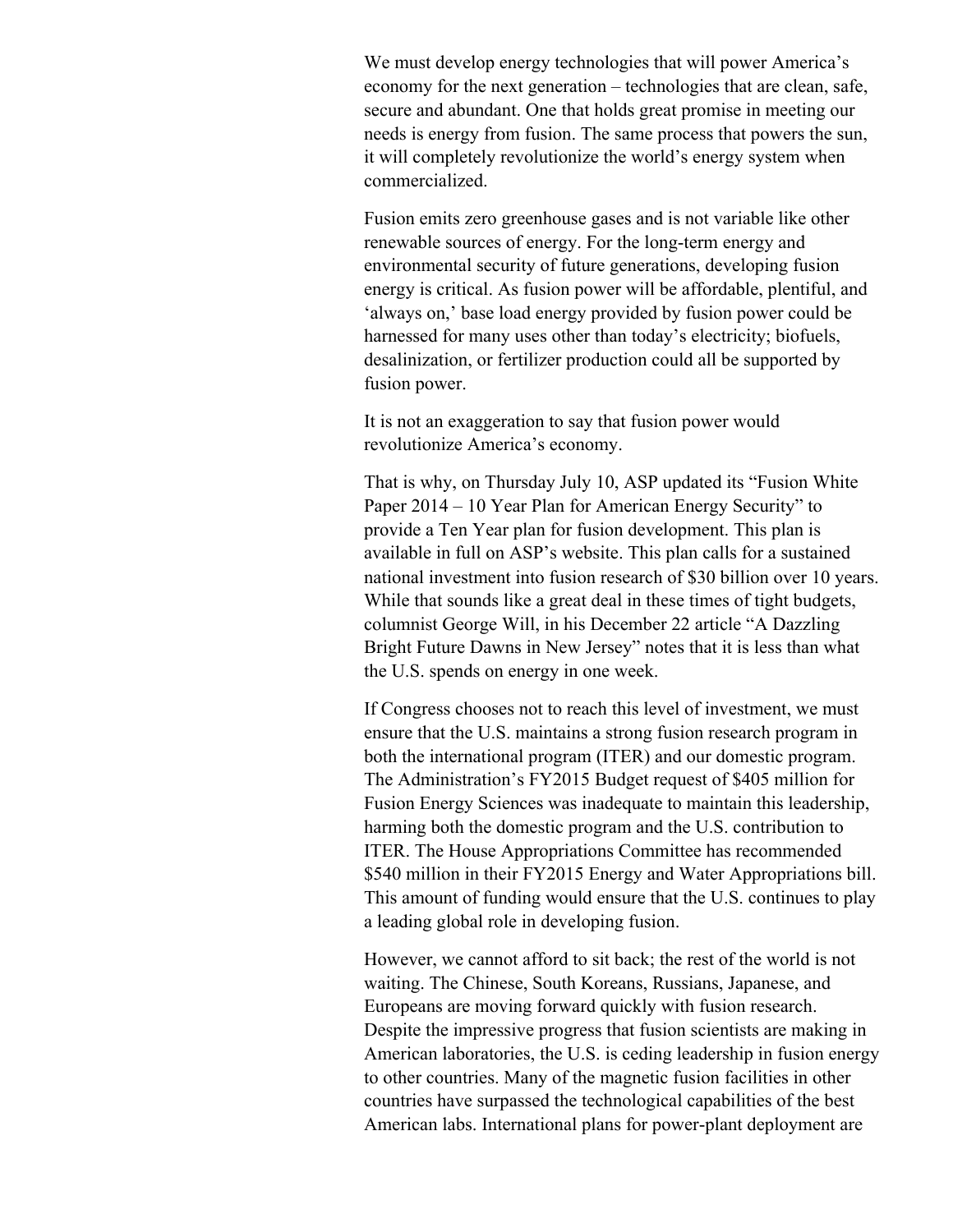We must develop energy technologies that will power America's economy for the next generation – technologies that are clean, safe, secure and abundant. One that holds great promise in meeting our needs is energy from fusion. The same process that powers the sun, it will completely revolutionize the world's energy system when commercialized.

Fusion emits zero greenhouse gases and is not variable like other renewable sources of energy. For the long-term energy and environmental security of future generations, developing fusion energy is critical. As fusion power will be affordable, plentiful, and 'always on,' base load energy provided by fusion power could be harnessed for many uses other than today's electricity; biofuels, desalinization, or fertilizer production could all be supported by fusion power.

It is not an exaggeration to say that fusion power would revolutionize America's economy.

That is why, on Thursday July 10, ASP updated its "Fusion White Paper 2014 – 10 Year Plan for American Energy Security" to provide a Ten Year plan for fusion development. This plan is available in full on ASP's website. This plan calls for a sustained national investment into fusion research of $30 billion over 10 years. While that sounds like a great deal in these times of tight budgets, columnist George Will, in his December 22 article "A Dazzling Bright Future Dawns in New Jersey" notes that it is less than what the U.S. spends on energy in one week.

If Congress chooses not to reach this level of investment, we must ensure that the U.S. maintains a strong fusion research program in both the international program (ITER) and our domestic program. The Administration's FY2015 Budget request of $405 million for Fusion Energy Sciences was inadequate to maintain this leadership, harming both the domestic program and the U.S. contribution to ITER. The House Appropriations Committee has recommended $540 million in their FY2015 Energy and Water Appropriations bill. This amount of funding would ensure that the U.S. continues to play a leading global role in developing fusion.

However, we cannot afford to sit back; the rest of the world is not waiting. The Chinese, South Koreans, Russians, Japanese, and Europeans are moving forward quickly with fusion research. Despite the impressive progress that fusion scientists are making in American laboratories, the U.S. is ceding leadership in fusion energy to other countries. Many of the magnetic fusion facilities in other countries have surpassed the technological capabilities of the best American labs. International plans for power-plant deployment are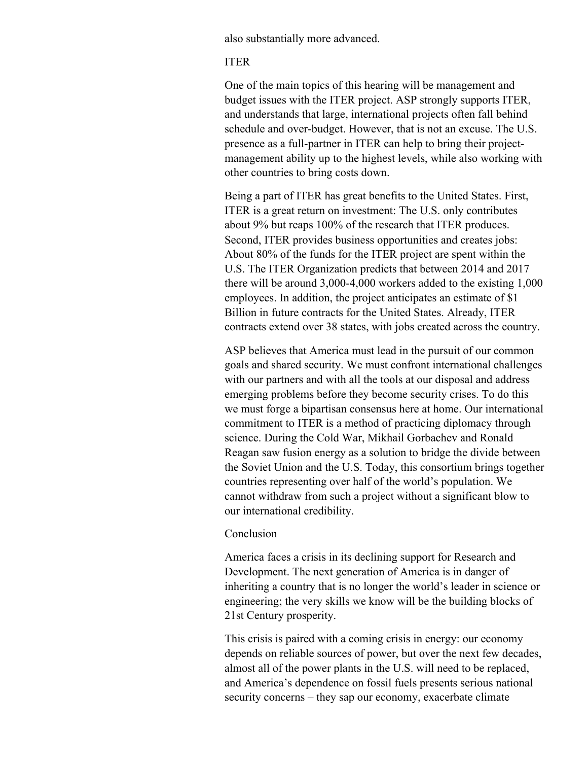also substantially more advanced.

## ITER

One of the main topics of this hearing will be management and budget issues with the ITER project. ASP strongly supports ITER, and understands that large, international projects often fall behind schedule and over-budget. However, that is not an excuse. The U.S. presence as a full-partner in ITER can help to bring their project-management ability up to the highest levels, while also working with other countries to bring costs down.

Being a part of ITER has great benefits to the United States. First, ITER is a great return on investment: The U.S. only contributes about 9% but reaps 100% of the research that ITER produces. Second, ITER provides business opportunities and creates jobs: About 80% of the funds for the ITER project are spent within the U.S. The ITER Organization predicts that between 2014 and 2017 there will be around 3,000-4,000 workers added to the existing 1,000 employees. In addition, the project anticipates an estimate of $1 Billion in future contracts for the United States. Already, ITER contracts extend over 38 states, with jobs created across the country.

ASP believes that America must lead in the pursuit of our common goals and shared security. We must confront international challenges with our partners and with all the tools at our disposal and address emerging problems before they become security crises. To do this we must forge a bipartisan consensus here at home. Our international commitment to ITER is a method of practicing diplomacy through science. During the Cold War, Mikhail Gorbachev and Ronald Reagan saw fusion energy as a solution to bridge the divide between the Soviet Union and the U.S. Today, this consortium brings together countries representing over half of the world's population. We cannot withdraw from such a project without a significant blow to our international credibility.

## Conclusion

America faces a crisis in its declining support for Research and Development. The next generation of America is in danger of inheriting a country that is no longer the world's leader in science or engineering; the very skills we know will be the building blocks of 21st Century prosperity.

This crisis is paired with a coming crisis in energy: our economy depends on reliable sources of power, but over the next few decades, almost all of the power plants in the U.S. will need to be replaced, and America's dependence on fossil fuels presents serious national security concerns – they sap our economy, exacerbate climate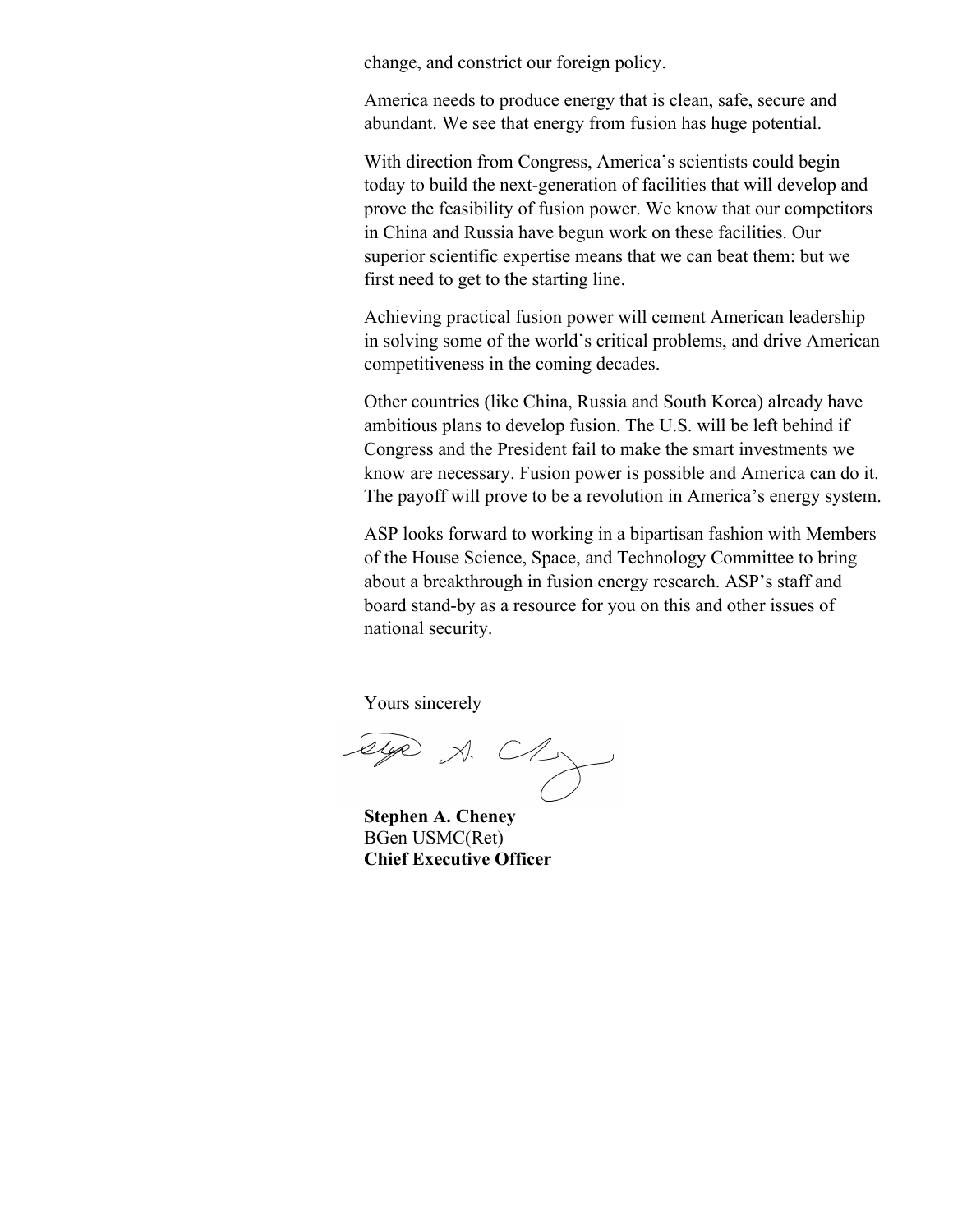change, and constrict our foreign policy.

America needs to produce energy that is clean, safe, secure and abundant. We see that energy from fusion has huge potential.

With direction from Congress, America's scientists could begin today to build the next-generation of facilities that will develop and prove the feasibility of fusion power. We know that our competitors in China and Russia have begun work on these facilities. Our superior scientific expertise means that we can beat them: but we first need to get to the starting line.

Achieving practical fusion power will cement American leadership in solving some of the world's critical problems, and drive American competitiveness in the coming decades.

Other countries (like China, Russia and South Korea) already have ambitious plans to develop fusion. The U.S. will be left behind if Congress and the President fail to make the smart investments we know are necessary. Fusion power is possible and America can do it. The payoff will prove to be a revolution in America's energy system.

ASP looks forward to working in a bipartisan fashion with Members of the House Science, Space, and Technology Committee to bring about a breakthrough in fusion energy research. ASP's staff and board stand-by as a resource for you on this and other issues of national security.

Yours sincerely

**Stephen A. Cheney**
BGen USMC(Ret)
**Chief Executive Officer**